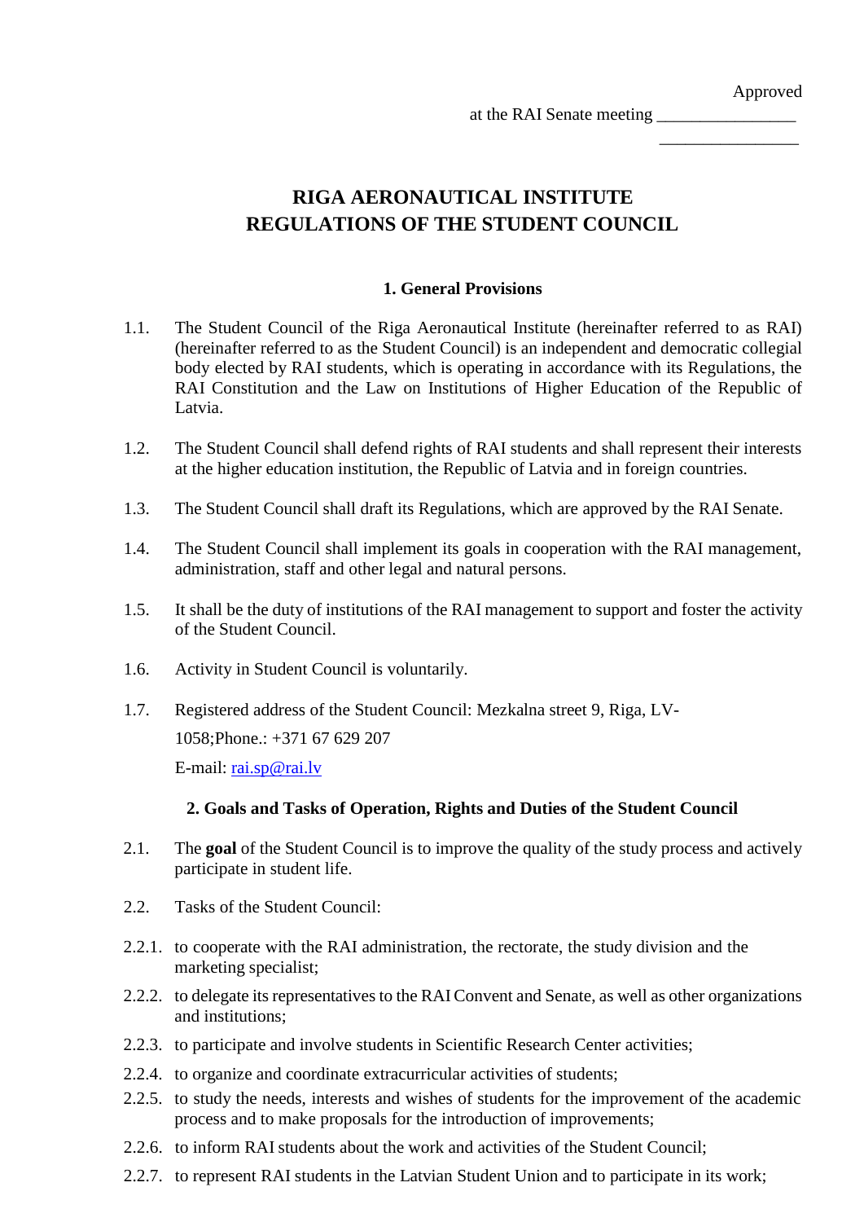Approved

at the RAI Senate meeting ________________

________________

# RIGA AERONAUTICAL INSTITUTE
# REGULATIONS OF THE STUDENT COUNCIL

## 1. General Provisions

1.1. The Student Council of the Riga Aeronautical Institute (hereinafter referred to as RAI) (hereinafter referred to as the Student Council) is an independent and democratic collegial body elected by RAI students, which is operating in accordance with its Regulations, the RAI Constitution and the Law on Institutions of Higher Education of the Republic of Latvia.

1.2. The Student Council shall defend rights of RAI students and shall represent their interests at the higher education institution, the Republic of Latvia and in foreign countries.

1.3. The Student Council shall draft its Regulations, which are approved by the RAI Senate.

1.4. The Student Council shall implement its goals in cooperation with the RAI management, administration, staff and other legal and natural persons.

1.5. It shall be the duty of institutions of the RAI management to support and foster the activity of the Student Council.

1.6. Activity in Student Council is voluntarily.

1.7. Registered address of the Student Council: Mezkalna street 9, Riga, LV-1058;Phone.: +371 67 629 207

E-mail: rai.sp@rai.lv

## 2. Goals and Tasks of Operation, Rights and Duties of the Student Council

2.1. The **goal** of the Student Council is to improve the quality of the study process and actively participate in student life.

2.2. Tasks of the Student Council:

2.2.1. to cooperate with the RAI administration, the rectorate, the study division and the marketing specialist;

2.2.2. to delegate its representatives to the RAI Convent and Senate, as well as other organizations and institutions;

2.2.3. to participate and involve students in Scientific Research Center activities;

2.2.4. to organize and coordinate extracurricular activities of students;

2.2.5. to study the needs, interests and wishes of students for the improvement of the academic process and to make proposals for the introduction of improvements;

2.2.6. to inform RAI students about the work and activities of the Student Council;

2.2.7. to represent RAI students in the Latvian Student Union and to participate in its work;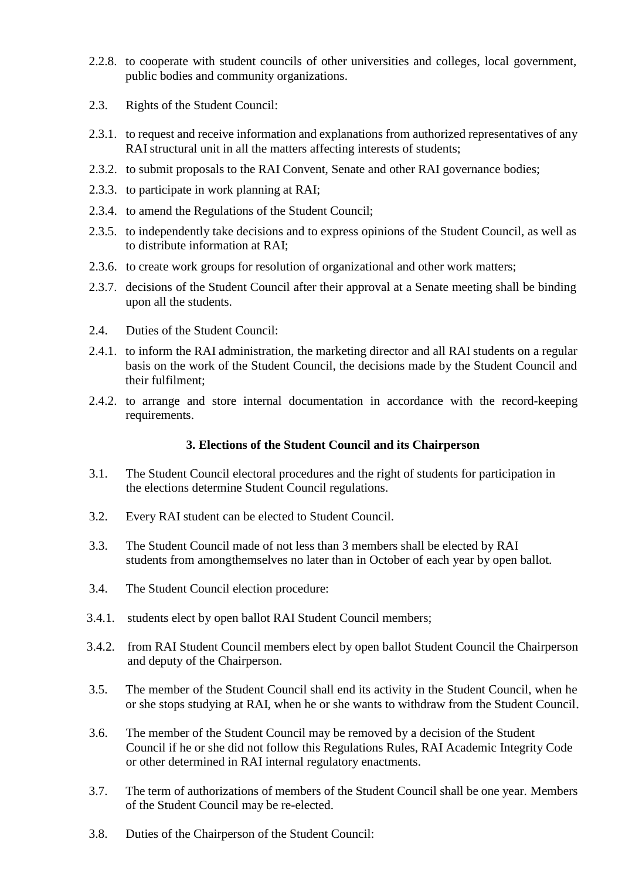2.2.8. to cooperate with student councils of other universities and colleges, local government, public bodies and community organizations.

2.3. Rights of the Student Council:

2.3.1. to request and receive information and explanations from authorized representatives of any RAI structural unit in all the matters affecting interests of students;

2.3.2. to submit proposals to the RAI Convent, Senate and other RAI governance bodies;

2.3.3. to participate in work planning at RAI;

2.3.4. to amend the Regulations of the Student Council;

2.3.5. to independently take decisions and to express opinions of the Student Council, as well as to distribute information at RAI;

2.3.6. to create work groups for resolution of organizational and other work matters;

2.3.7. decisions of the Student Council after their approval at a Senate meeting shall be binding upon all the students.

2.4. Duties of the Student Council:

2.4.1. to inform the RAI administration, the marketing director and all RAI students on a regular basis on the work of the Student Council, the decisions made by the Student Council and their fulfilment;

2.4.2. to arrange and store internal documentation in accordance with the record-keeping requirements.

## 3. Elections of the Student Council and its Chairperson

3.1. The Student Council electoral procedures and the right of students for participation in the elections determine Student Council regulations.

3.2. Every RAI student can be elected to Student Council.

3.3. The Student Council made of not less than 3 members shall be elected by RAI students from amongthemselves no later than in October of each year by open ballot.

3.4. The Student Council election procedure:

3.4.1. students elect by open ballot RAI Student Council members;

3.4.2. from RAI Student Council members elect by open ballot Student Council the Chairperson and deputy of the Chairperson.

3.5. The member of the Student Council shall end its activity in the Student Council, when he or she stops studying at RAI, when he or she wants to withdraw from the Student Council.

3.6. The member of the Student Council may be removed by a decision of the Student Council if he or she did not follow this Regulations Rules, RAI Academic Integrity Code or other determined in RAI internal regulatory enactments.

3.7. The term of authorizations of members of the Student Council shall be one year. Members of the Student Council may be re-elected.

3.8. Duties of the Chairperson of the Student Council: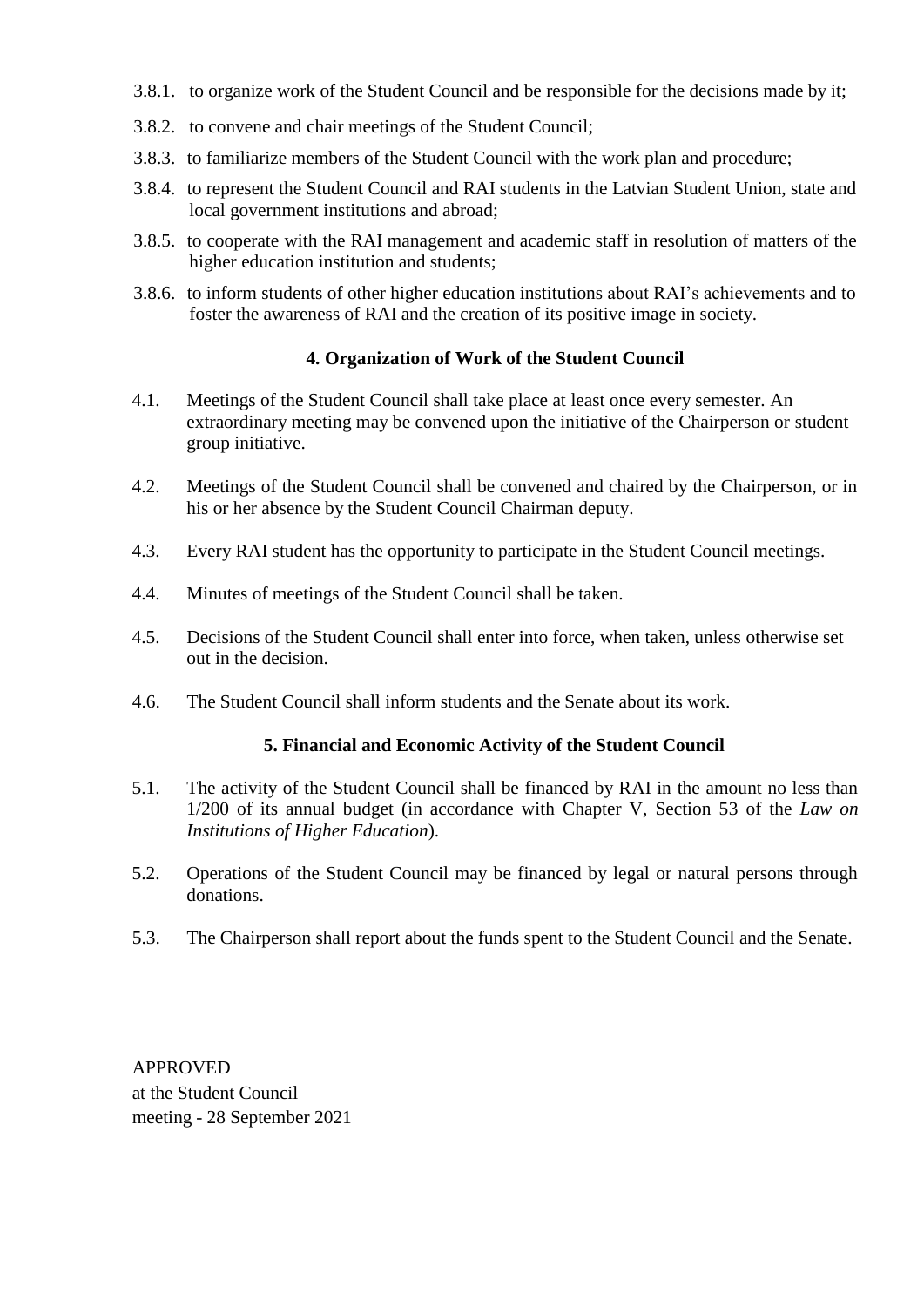3.8.1. to organize work of the Student Council and be responsible for the decisions made by it;

3.8.2. to convene and chair meetings of the Student Council;

3.8.3. to familiarize members of the Student Council with the work plan and procedure;

3.8.4. to represent the Student Council and RAI students in the Latvian Student Union, state and local government institutions and abroad;

3.8.5. to cooperate with the RAI management and academic staff in resolution of matters of the higher education institution and students;

3.8.6. to inform students of other higher education institutions about RAI's achievements and to foster the awareness of RAI and the creation of its positive image in society.

### 4. Organization of Work of the Student Council

4.1. Meetings of the Student Council shall take place at least once every semester. An extraordinary meeting may be convened upon the initiative of the Chairperson or student group initiative.

4.2. Meetings of the Student Council shall be convened and chaired by the Chairperson, or in his or her absence by the Student Council Chairman deputy.

4.3. Every RAI student has the opportunity to participate in the Student Council meetings.

4.4. Minutes of meetings of the Student Council shall be taken.

4.5. Decisions of the Student Council shall enter into force, when taken, unless otherwise set out in the decision.

4.6. The Student Council shall inform students and the Senate about its work.

### 5. Financial and Economic Activity of the Student Council

5.1. The activity of the Student Council shall be financed by RAI in the amount no less than 1/200 of its annual budget (in accordance with Chapter V, Section 53 of the *Law on Institutions of Higher Education*).

5.2. Operations of the Student Council may be financed by legal or natural persons through donations.

5.3. The Chairperson shall report about the funds spent to the Student Council and the Senate.

APPROVED
at the Student Council
meeting - 28 September 2021